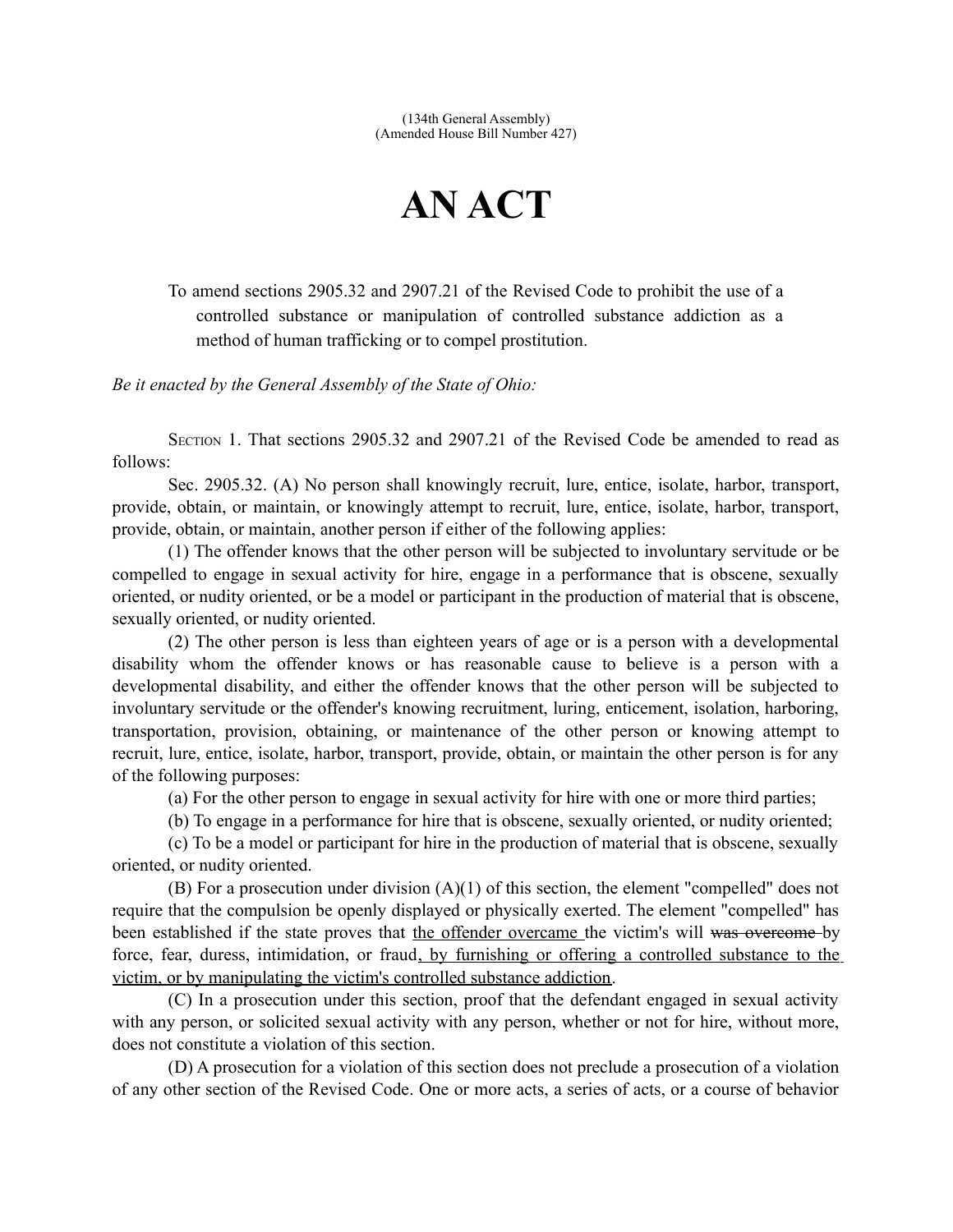(134th General Assembly)
(Amended House Bill Number 427)

# AN ACT

To amend sections 2905.32 and 2907.21 of the Revised Code to prohibit the use of a controlled substance or manipulation of controlled substance addiction as a method of human trafficking or to compel prostitution.

*Be it enacted by the General Assembly of the State of Ohio:*

SECTION 1. That sections 2905.32 and 2907.21 of the Revised Code be amended to read as follows:

Sec. 2905.32. (A) No person shall knowingly recruit, lure, entice, isolate, harbor, transport, provide, obtain, or maintain, or knowingly attempt to recruit, lure, entice, isolate, harbor, transport, provide, obtain, or maintain, another person if either of the following applies:

(1) The offender knows that the other person will be subjected to involuntary servitude or be compelled to engage in sexual activity for hire, engage in a performance that is obscene, sexually oriented, or nudity oriented, or be a model or participant in the production of material that is obscene, sexually oriented, or nudity oriented.

(2) The other person is less than eighteen years of age or is a person with a developmental disability whom the offender knows or has reasonable cause to believe is a person with a developmental disability, and either the offender knows that the other person will be subjected to involuntary servitude or the offender's knowing recruitment, luring, enticement, isolation, harboring, transportation, provision, obtaining, or maintenance of the other person or knowing attempt to recruit, lure, entice, isolate, harbor, transport, provide, obtain, or maintain the other person is for any of the following purposes:

(a) For the other person to engage in sexual activity for hire with one or more third parties;

(b) To engage in a performance for hire that is obscene, sexually oriented, or nudity oriented;

(c) To be a model or participant for hire in the production of material that is obscene, sexually oriented, or nudity oriented.

(B) For a prosecution under division (A)(1) of this section, the element "compelled" does not require that the compulsion be openly displayed or physically exerted. The element "compelled" has been established if the state proves that <u>the offender overcame</u> the victim's will ~~was overcome~~ by force, fear, duress, intimidation, or fraud<u>, by furnishing or offering a controlled substance to the victim, or by manipulating the victim's controlled substance addiction</u>.

(C) In a prosecution under this section, proof that the defendant engaged in sexual activity with any person, or solicited sexual activity with any person, whether or not for hire, without more, does not constitute a violation of this section.

(D) A prosecution for a violation of this section does not preclude a prosecution of a violation of any other section of the Revised Code. One or more acts, a series of acts, or a course of behavior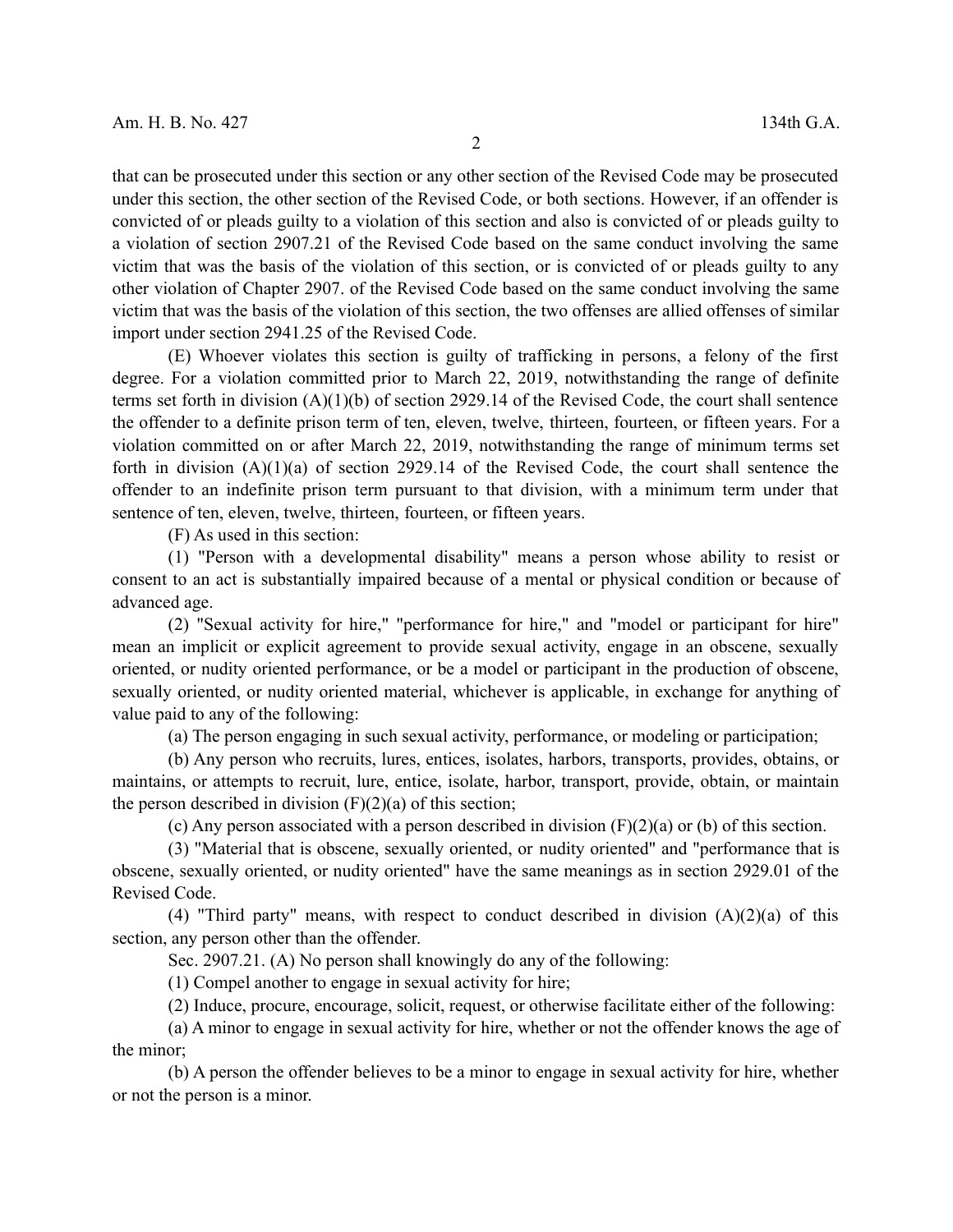that can be prosecuted under this section or any other section of the Revised Code may be prosecuted under this section, the other section of the Revised Code, or both sections. However, if an offender is convicted of or pleads guilty to a violation of this section and also is convicted of or pleads guilty to a violation of section 2907.21 of the Revised Code based on the same conduct involving the same victim that was the basis of the violation of this section, or is convicted of or pleads guilty to any other violation of Chapter 2907. of the Revised Code based on the same conduct involving the same victim that was the basis of the violation of this section, the two offenses are allied offenses of similar import under section 2941.25 of the Revised Code.

(E) Whoever violates this section is guilty of trafficking in persons, a felony of the first degree. For a violation committed prior to March 22, 2019, notwithstanding the range of definite terms set forth in division (A)(1)(b) of section 2929.14 of the Revised Code, the court shall sentence the offender to a definite prison term of ten, eleven, twelve, thirteen, fourteen, or fifteen years. For a violation committed on or after March 22, 2019, notwithstanding the range of minimum terms set forth in division (A)(1)(a) of section 2929.14 of the Revised Code, the court shall sentence the offender to an indefinite prison term pursuant to that division, with a minimum term under that sentence of ten, eleven, twelve, thirteen, fourteen, or fifteen years.

(F) As used in this section:

(1) "Person with a developmental disability" means a person whose ability to resist or consent to an act is substantially impaired because of a mental or physical condition or because of advanced age.

(2) "Sexual activity for hire," "performance for hire," and "model or participant for hire" mean an implicit or explicit agreement to provide sexual activity, engage in an obscene, sexually oriented, or nudity oriented performance, or be a model or participant in the production of obscene, sexually oriented, or nudity oriented material, whichever is applicable, in exchange for anything of value paid to any of the following:

(a) The person engaging in such sexual activity, performance, or modeling or participation;

(b) Any person who recruits, lures, entices, isolates, harbors, transports, provides, obtains, or maintains, or attempts to recruit, lure, entice, isolate, harbor, transport, provide, obtain, or maintain the person described in division (F)(2)(a) of this section;

(c) Any person associated with a person described in division (F)(2)(a) or (b) of this section.

(3) "Material that is obscene, sexually oriented, or nudity oriented" and "performance that is obscene, sexually oriented, or nudity oriented" have the same meanings as in section 2929.01 of the Revised Code.

(4) "Third party" means, with respect to conduct described in division (A)(2)(a) of this section, any person other than the offender.

Sec. 2907.21. (A) No person shall knowingly do any of the following:

(1) Compel another to engage in sexual activity for hire;

(2) Induce, procure, encourage, solicit, request, or otherwise facilitate either of the following:

(a) A minor to engage in sexual activity for hire, whether or not the offender knows the age of the minor;

(b) A person the offender believes to be a minor to engage in sexual activity for hire, whether or not the person is a minor.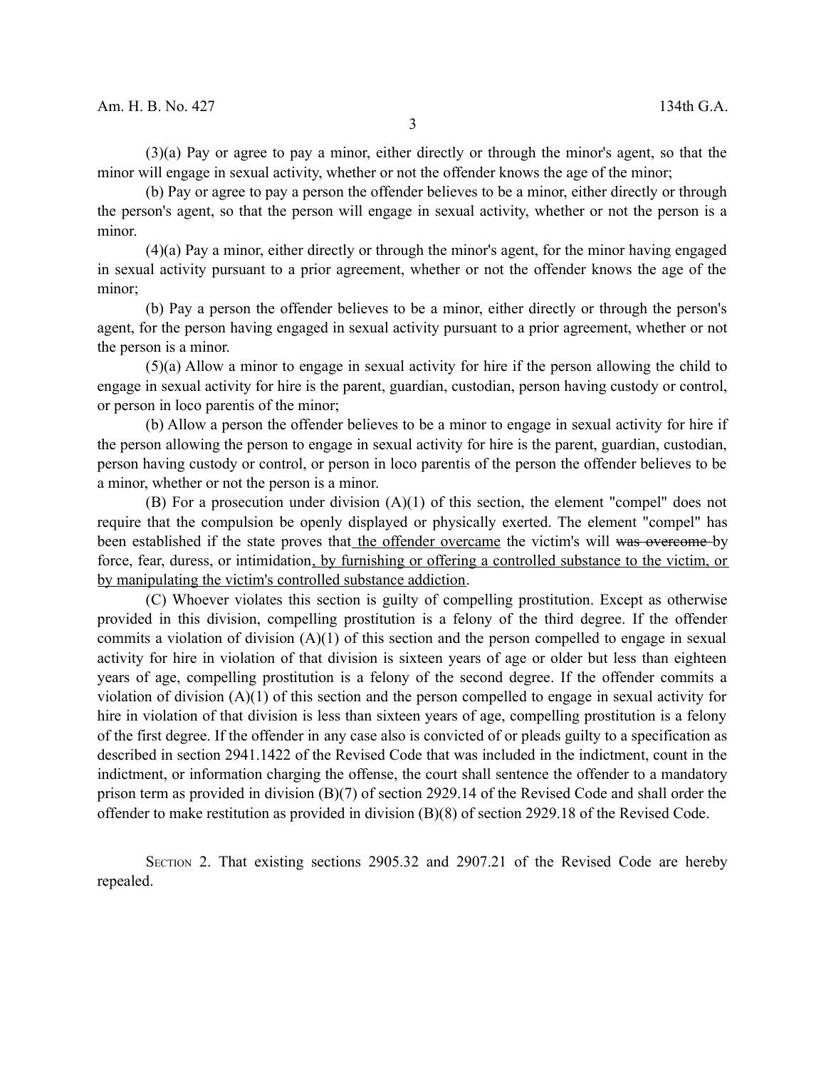(3)(a) Pay or agree to pay a minor, either directly or through the minor's agent, so that the minor will engage in sexual activity, whether or not the offender knows the age of the minor;

(b) Pay or agree to pay a person the offender believes to be a minor, either directly or through the person's agent, so that the person will engage in sexual activity, whether or not the person is a minor.

(4)(a) Pay a minor, either directly or through the minor's agent, for the minor having engaged in sexual activity pursuant to a prior agreement, whether or not the offender knows the age of the minor;

(b) Pay a person the offender believes to be a minor, either directly or through the person's agent, for the person having engaged in sexual activity pursuant to a prior agreement, whether or not the person is a minor.

(5)(a) Allow a minor to engage in sexual activity for hire if the person allowing the child to engage in sexual activity for hire is the parent, guardian, custodian, person having custody or control, or person in loco parentis of the minor;

(b) Allow a person the offender believes to be a minor to engage in sexual activity for hire if the person allowing the person to engage in sexual activity for hire is the parent, guardian, custodian, person having custody or control, or person in loco parentis of the person the offender believes to be a minor, whether or not the person is a minor.

(B) For a prosecution under division (A)(1) of this section, the element "compel" does not require that the compulsion be openly displayed or physically exerted. The element "compel" has been established if the state proves that <u>the offender overcame</u> the victim's will ~~was overcome~~ by force, fear, duress, or intimidation<u>, by furnishing or offering a controlled substance to the victim, or by manipulating the victim's controlled substance addiction</u>.

(C) Whoever violates this section is guilty of compelling prostitution. Except as otherwise provided in this division, compelling prostitution is a felony of the third degree. If the offender commits a violation of division (A)(1) of this section and the person compelled to engage in sexual activity for hire in violation of that division is sixteen years of age or older but less than eighteen years of age, compelling prostitution is a felony of the second degree. If the offender commits a violation of division (A)(1) of this section and the person compelled to engage in sexual activity for hire in violation of that division is less than sixteen years of age, compelling prostitution is a felony of the first degree. If the offender in any case also is convicted of or pleads guilty to a specification as described in section 2941.1422 of the Revised Code that was included in the indictment, count in the indictment, or information charging the offense, the court shall sentence the offender to a mandatory prison term as provided in division (B)(7) of section 2929.14 of the Revised Code and shall order the offender to make restitution as provided in division (B)(8) of section 2929.18 of the Revised Code.

SECTION 2. That existing sections 2905.32 and 2907.21 of the Revised Code are hereby repealed.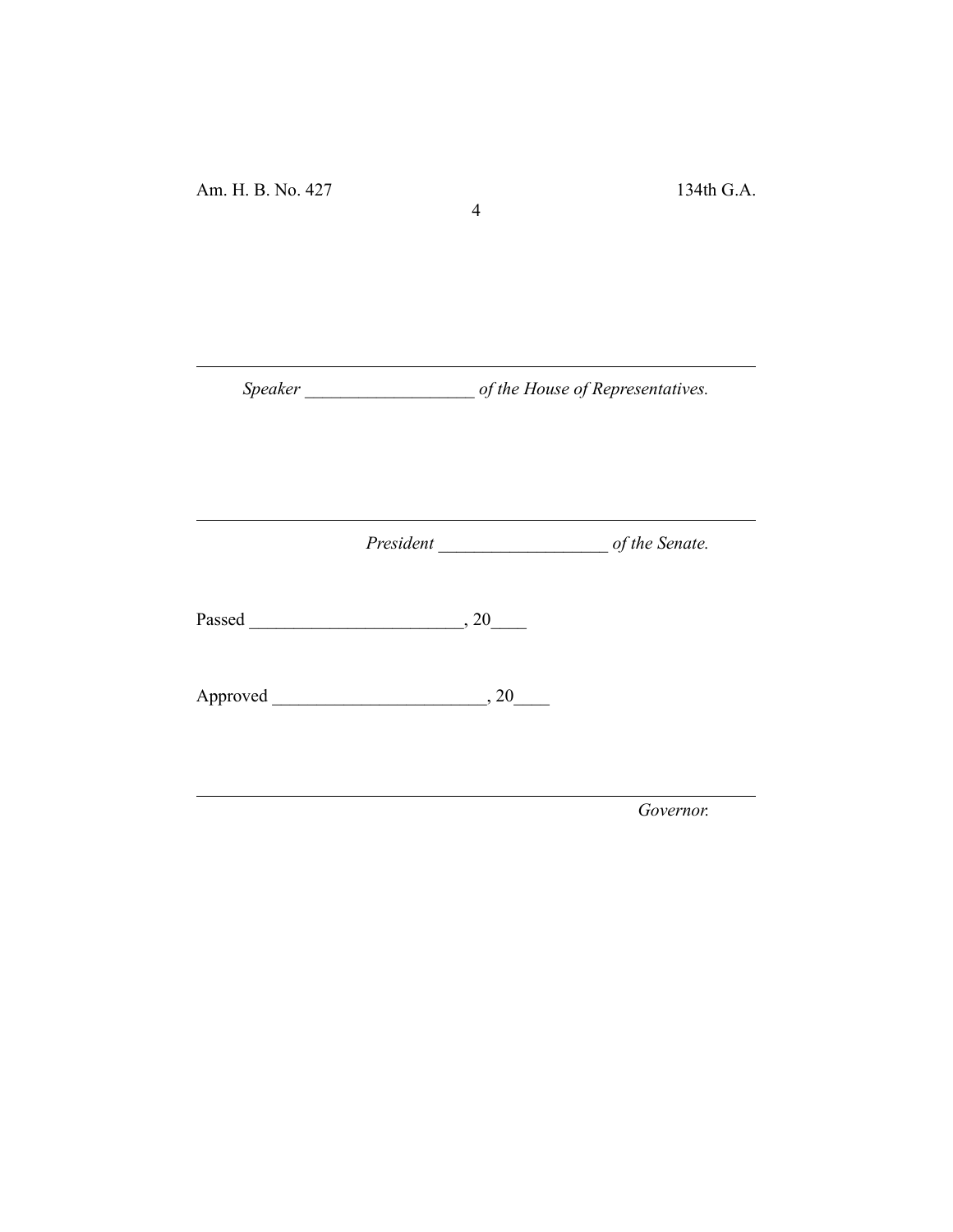_______________________________________________

*Speaker* ___________________ *of the House of Representatives.*

_______________________________________________

*President* ___________________ *of the Senate.*

Passed ________________________, 20____

Approved ________________________, 20____

_______________________________________________

*Governor.*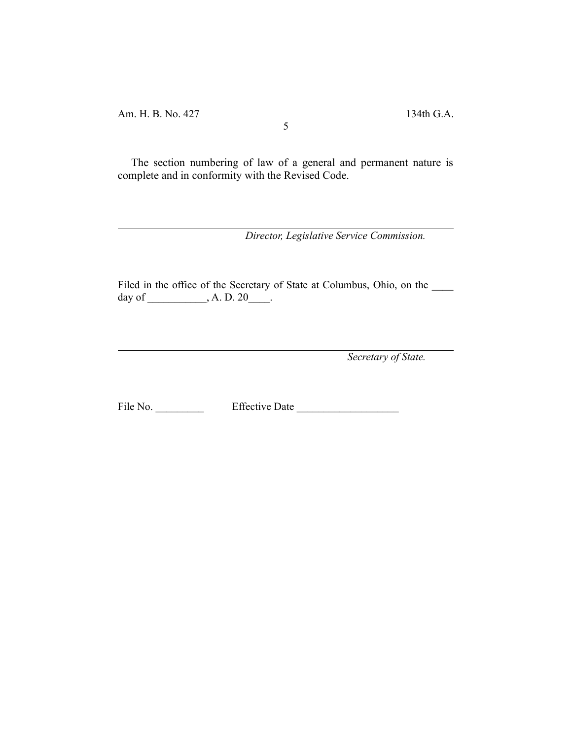The section numbering of law of a general and permanent nature is complete and in conformity with the Revised Code.

\_\_\_\_\_\_\_\_\_\_\_\_\_\_\_\_\_\_\_\_\_\_\_\_\_\_\_\_\_\_\_\_\_\_\_\_\_\_\_\_\_\_\_\_\_\_\_\_\_\_\_\_\_\_\_\_\_\_\_\_

*Director, Legislative Service Commission.*

Filed in the office of the Secretary of State at Columbus, Ohio, on the ____ day of ___________, A. D. 20____.

\_\_\_\_\_\_\_\_\_\_\_\_\_\_\_\_\_\_\_\_\_\_\_\_\_\_\_\_\_\_\_\_\_\_\_\_\_\_\_\_\_\_\_\_\_\_\_\_\_\_\_\_\_\_\_\_\_\_\_\_

*Secretary of State.*

File No. _________ Effective Date ___________________